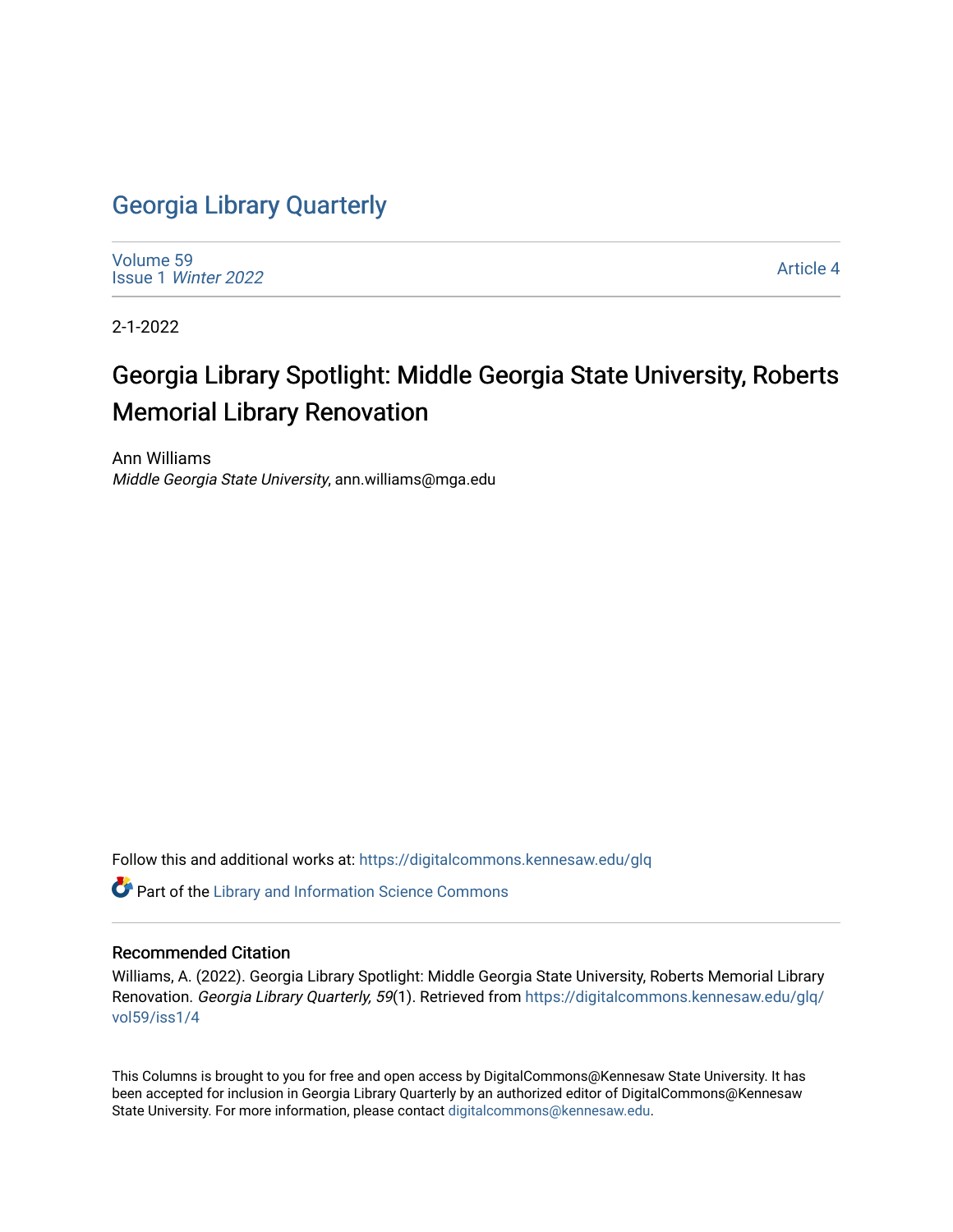# Georgia Library Quarterly

Volume 59
Issue 1 *Winter 2022*

Article 4

2-1-2022

## Georgia Library Spotlight: Middle Georgia State University, Roberts Memorial Library Renovation

Ann Williams
*Middle Georgia State University*, ann.williams@mga.edu

Follow this and additional works at: https://digitalcommons.kennesaw.edu/glq

Part of the Library and Information Science Commons

### Recommended Citation

Williams, A. (2022). Georgia Library Spotlight: Middle Georgia State University, Roberts Memorial Library Renovation. *Georgia Library Quarterly, 59*(1). Retrieved from https://digitalcommons.kennesaw.edu/glq/vol59/iss1/4

This Columns is brought to you for free and open access by DigitalCommons@Kennesaw State University. It has been accepted for inclusion in Georgia Library Quarterly by an authorized editor of DigitalCommons@Kennesaw State University. For more information, please contact digitalcommons@kennesaw.edu.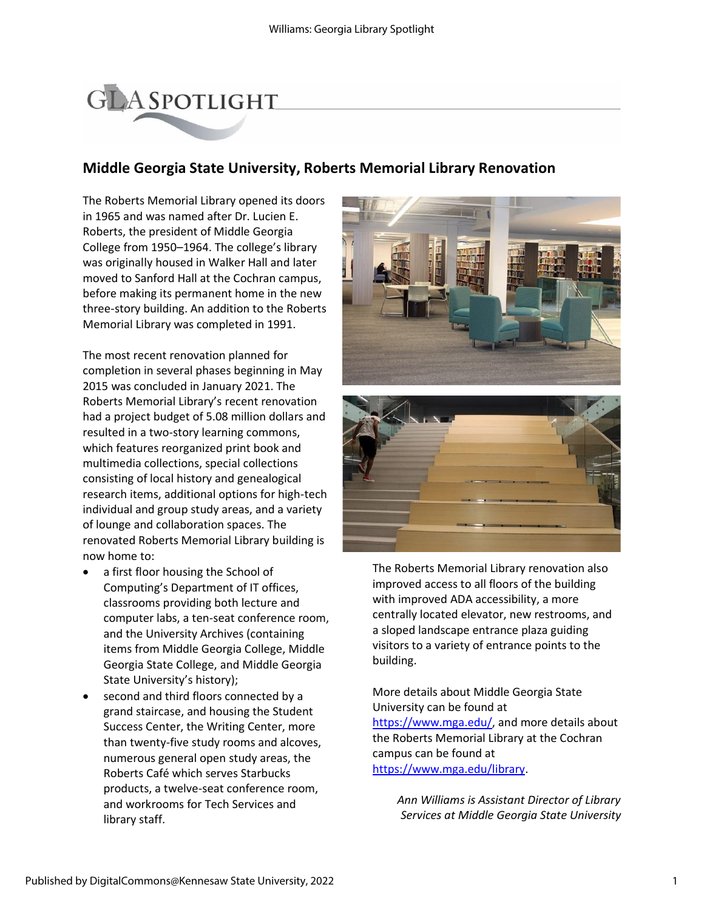# GLA Spotlight

## Middle Georgia State University, Roberts Memorial Library Renovation

The Roberts Memorial Library opened its doors in 1965 and was named after Dr. Lucien E. Roberts, the president of Middle Georgia College from 1950–1964. The college's library was originally housed in Walker Hall and later moved to Sanford Hall at the Cochran campus, before making its permanent home in the new three-story building. An addition to the Roberts Memorial Library was completed in 1991.

The most recent renovation planned for completion in several phases beginning in May 2015 was concluded in January 2021. The Roberts Memorial Library's recent renovation had a project budget of 5.08 million dollars and resulted in a two-story learning commons, which features reorganized print book and multimedia collections, special collections consisting of local history and genealogical research items, additional options for high-tech individual and group study areas, and a variety of lounge and collaboration spaces. The renovated Roberts Memorial Library building is now home to:

- a first floor housing the School of Computing's Department of IT offices, classrooms providing both lecture and computer labs, a ten-seat conference room, and the University Archives (containing items from Middle Georgia College, Middle Georgia State College, and Middle Georgia State University's history);
- second and third floors connected by a grand staircase, and housing the Student Success Center, the Writing Center, more than twenty-five study rooms and alcoves, numerous general open study areas, the Roberts Café which serves Starbucks products, a twelve-seat conference room, and workrooms for Tech Services and library staff.

The Roberts Memorial Library renovation also improved access to all floors of the building with improved ADA accessibility, a more centrally located elevator, new restrooms, and a sloped landscape entrance plaza guiding visitors to a variety of entrance points to the building.

More details about Middle Georgia State University can be found at https://www.mga.edu/, and more details about the Roberts Memorial Library at the Cochran campus can be found at https://www.mga.edu/library.

*Ann Williams is Assistant Director of Library Services at Middle Georgia State University*